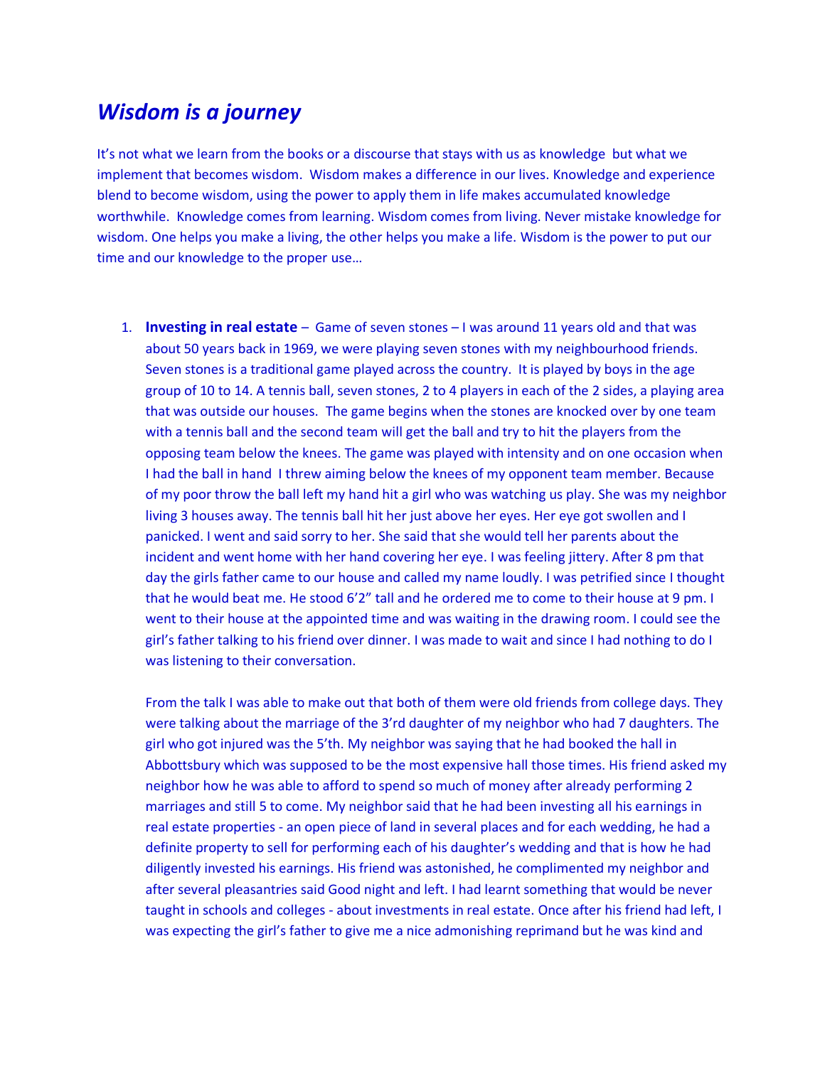# *Wisdom is a journey*

It's not what we learn from the books or a discourse that stays with us as knowledge  but what we implement that becomes wisdom.  Wisdom makes a difference in our lives. Knowledge and experience blend to become wisdom, using the power to apply them in life makes accumulated knowledge worthwhile.  Knowledge comes from learning. Wisdom comes from living. Never mistake knowledge for wisdom. One helps you make a living, the other helps you make a life. Wisdom is the power to put our time and our knowledge to the proper use…

1. **Investing in real estate** –  Game of seven stones – I was around 11 years old and that was about 50 years back in 1969, we were playing seven stones with my neighbourhood friends. Seven stones is a traditional game played across the country.  It is played by boys in the age group of 10 to 14. A tennis ball, seven stones, 2 to 4 players in each of the 2 sides, a playing area that was outside our houses.  The game begins when the stones are knocked over by one team with a tennis ball and the second team will get the ball and try to hit the players from the opposing team below the knees. The game was played with intensity and on one occasion when I had the ball in hand  I threw aiming below the knees of my opponent team member. Because of my poor throw the ball left my hand hit a girl who was watching us play. She was my neighbor living 3 houses away. The tennis ball hit her just above her eyes. Her eye got swollen and I panicked. I went and said sorry to her. She said that she would tell her parents about the incident and went home with her hand covering her eye. I was feeling jittery. After 8 pm that day the girls father came to our house and called my name loudly. I was petrified since I thought that he would beat me. He stood 6'2" tall and he ordered me to come to their house at 9 pm. I went to their house at the appointed time and was waiting in the drawing room. I could see the girl's father talking to his friend over dinner. I was made to wait and since I had nothing to do I was listening to their conversation.

   From the talk I was able to make out that both of them were old friends from college days. They were talking about the marriage of the 3'rd daughter of my neighbor who had 7 daughters. The girl who got injured was the 5'th. My neighbor was saying that he had booked the hall in Abbottsbury which was supposed to be the most expensive hall those times. His friend asked my neighbor how he was able to afford to spend so much of money after already performing 2 marriages and still 5 to come. My neighbor said that he had been investing all his earnings in real estate properties - an open piece of land in several places and for each wedding, he had a definite property to sell for performing each of his daughter's wedding and that is how he had diligently invested his earnings. His friend was astonished, he complimented my neighbor and after several pleasantries said Good night and left. I had learnt something that would be never taught in schools and colleges - about investments in real estate. Once after his friend had left, I was expecting the girl's father to give me a nice admonishing reprimand but he was kind and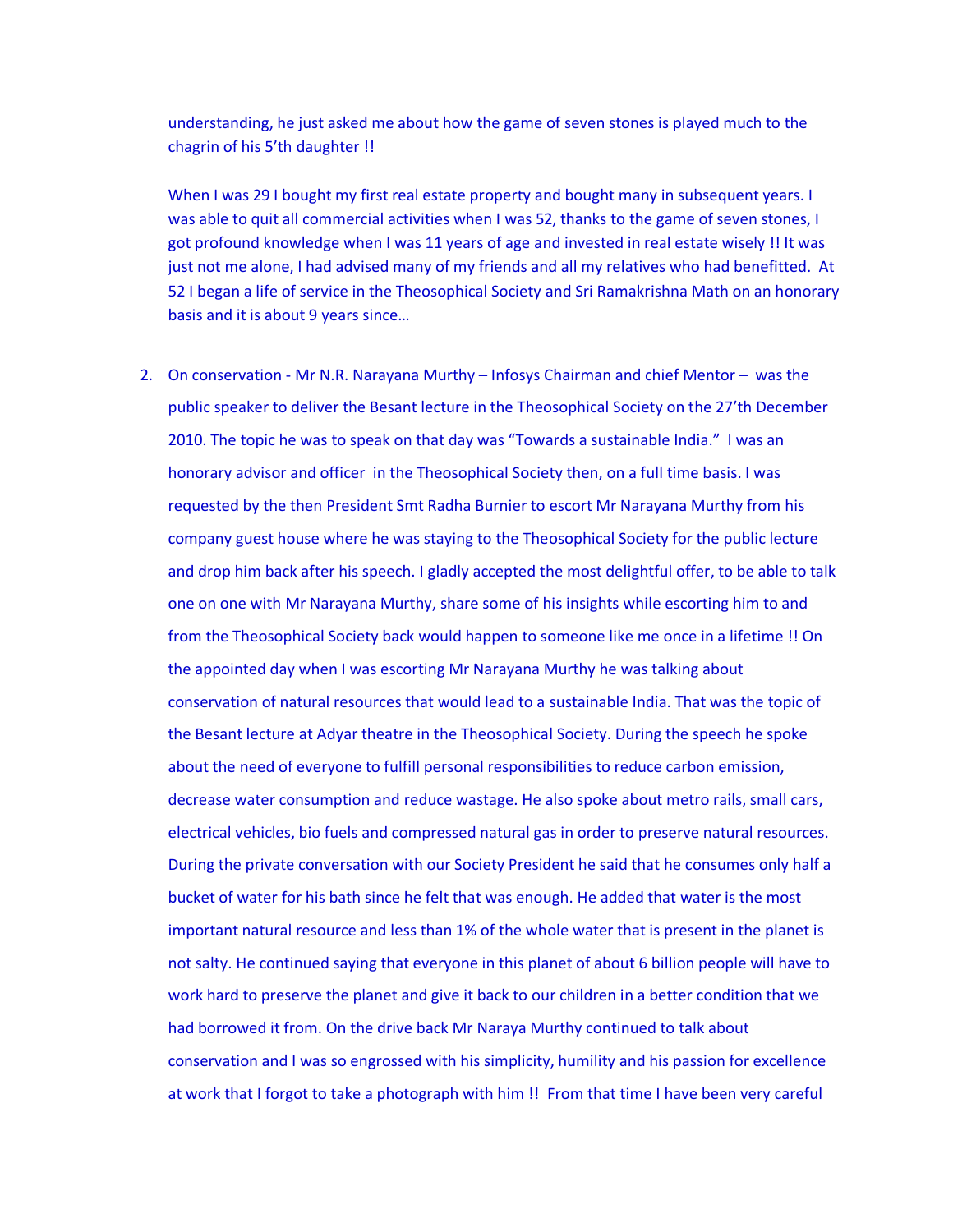understanding, he just asked me about how the game of seven stones is played much to the chagrin of his 5'th daughter !!

When I was 29 I bought my first real estate property and bought many in subsequent years. I was able to quit all commercial activities when I was 52, thanks to the game of seven stones, I got profound knowledge when I was 11 years of age and invested in real estate wisely !! It was just not me alone, I had advised many of my friends and all my relatives who had benefitted. At 52 I began a life of service in the Theosophical Society and Sri Ramakrishna Math on an honorary basis and it is about 9 years since…

2. On conservation - Mr N.R. Narayana Murthy – Infosys Chairman and chief Mentor – was the public speaker to deliver the Besant lecture in the Theosophical Society on the 27'th December 2010. The topic he was to speak on that day was "Towards a sustainable India." I was an honorary advisor and officer in the Theosophical Society then, on a full time basis. I was requested by the then President Smt Radha Burnier to escort Mr Narayana Murthy from his company guest house where he was staying to the Theosophical Society for the public lecture and drop him back after his speech. I gladly accepted the most delightful offer, to be able to talk one on one with Mr Narayana Murthy, share some of his insights while escorting him to and from the Theosophical Society back would happen to someone like me once in a lifetime !! On the appointed day when I was escorting Mr Narayana Murthy he was talking about conservation of natural resources that would lead to a sustainable India. That was the topic of the Besant lecture at Adyar theatre in the Theosophical Society. During the speech he spoke about the need of everyone to fulfill personal responsibilities to reduce carbon emission, decrease water consumption and reduce wastage. He also spoke about metro rails, small cars, electrical vehicles, bio fuels and compressed natural gas in order to preserve natural resources. During the private conversation with our Society President he said that he consumes only half a bucket of water for his bath since he felt that was enough. He added that water is the most important natural resource and less than 1% of the whole water that is present in the planet is not salty. He continued saying that everyone in this planet of about 6 billion people will have to work hard to preserve the planet and give it back to our children in a better condition that we had borrowed it from. On the drive back Mr Naraya Murthy continued to talk about conservation and I was so engrossed with his simplicity, humility and his passion for excellence at work that I forgot to take a photograph with him !! From that time I have been very careful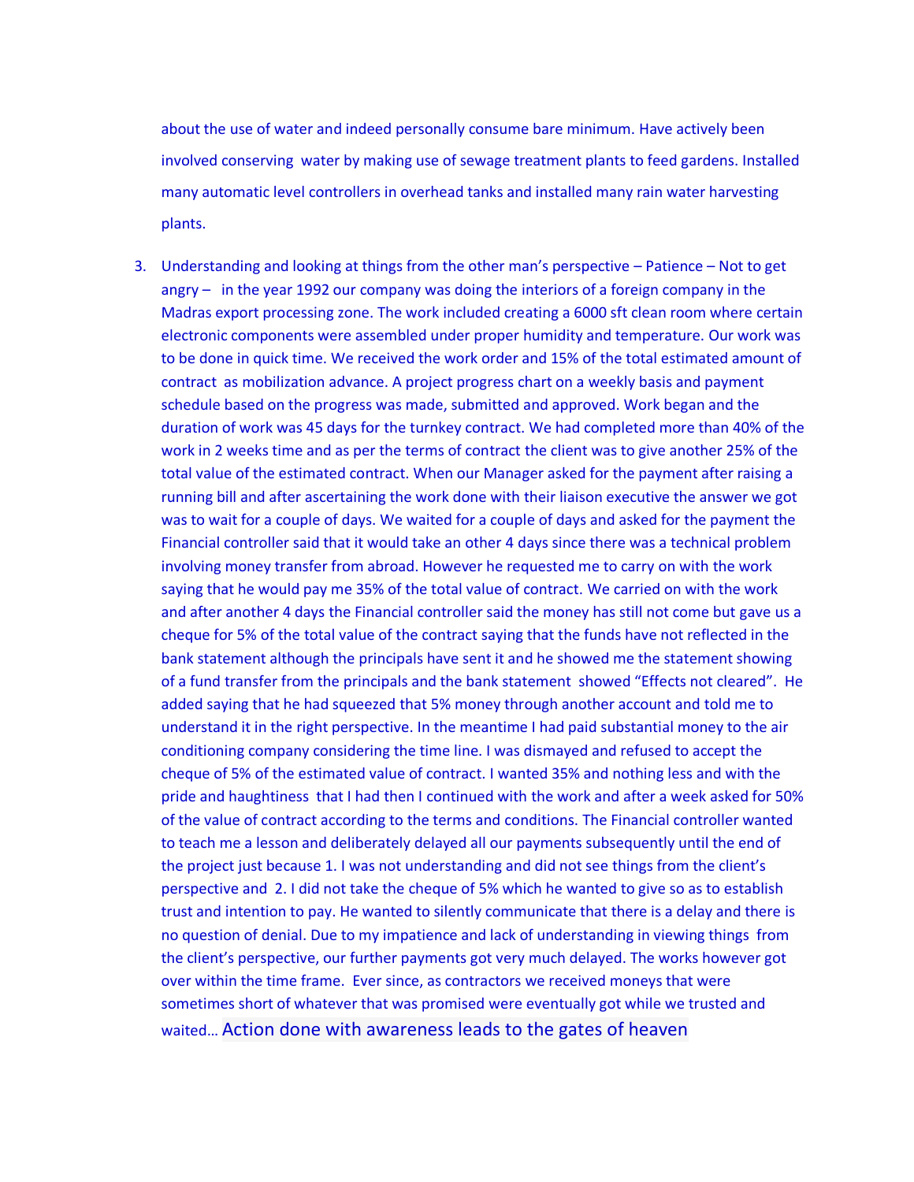about the use of water and indeed personally consume bare minimum. Have actively been involved conserving water by making use of sewage treatment plants to feed gardens. Installed many automatic level controllers in overhead tanks and installed many rain water harvesting plants.

3. Understanding and looking at things from the other man's perspective – Patience – Not to get angry – in the year 1992 our company was doing the interiors of a foreign company in the Madras export processing zone. The work included creating a 6000 sft clean room where certain electronic components were assembled under proper humidity and temperature. Our work was to be done in quick time. We received the work order and 15% of the total estimated amount of contract as mobilization advance. A project progress chart on a weekly basis and payment schedule based on the progress was made, submitted and approved. Work began and the duration of work was 45 days for the turnkey contract. We had completed more than 40% of the work in 2 weeks time and as per the terms of contract the client was to give another 25% of the total value of the estimated contract. When our Manager asked for the payment after raising a running bill and after ascertaining the work done with their liaison executive the answer we got was to wait for a couple of days. We waited for a couple of days and asked for the payment the Financial controller said that it would take an other 4 days since there was a technical problem involving money transfer from abroad. However he requested me to carry on with the work saying that he would pay me 35% of the total value of contract. We carried on with the work and after another 4 days the Financial controller said the money has still not come but gave us a cheque for 5% of the total value of the contract saying that the funds have not reflected in the bank statement although the principals have sent it and he showed me the statement showing of a fund transfer from the principals and the bank statement showed "Effects not cleared". He added saying that he had squeezed that 5% money through another account and told me to understand it in the right perspective. In the meantime I had paid substantial money to the air conditioning company considering the time line. I was dismayed and refused to accept the cheque of 5% of the estimated value of contract. I wanted 35% and nothing less and with the pride and haughtiness that I had then I continued with the work and after a week asked for 50% of the value of contract according to the terms and conditions. The Financial controller wanted to teach me a lesson and deliberately delayed all our payments subsequently until the end of the project just because 1. I was not understanding and did not see things from the client's perspective and 2. I did not take the cheque of 5% which he wanted to give so as to establish trust and intention to pay. He wanted to silently communicate that there is a delay and there is no question of denial. Due to my impatience and lack of understanding in viewing things from the client's perspective, our further payments got very much delayed. The works however got over within the time frame. Ever since, as contractors we received moneys that were sometimes short of whatever that was promised were eventually got while we trusted and waited… Action done with awareness leads to the gates of heaven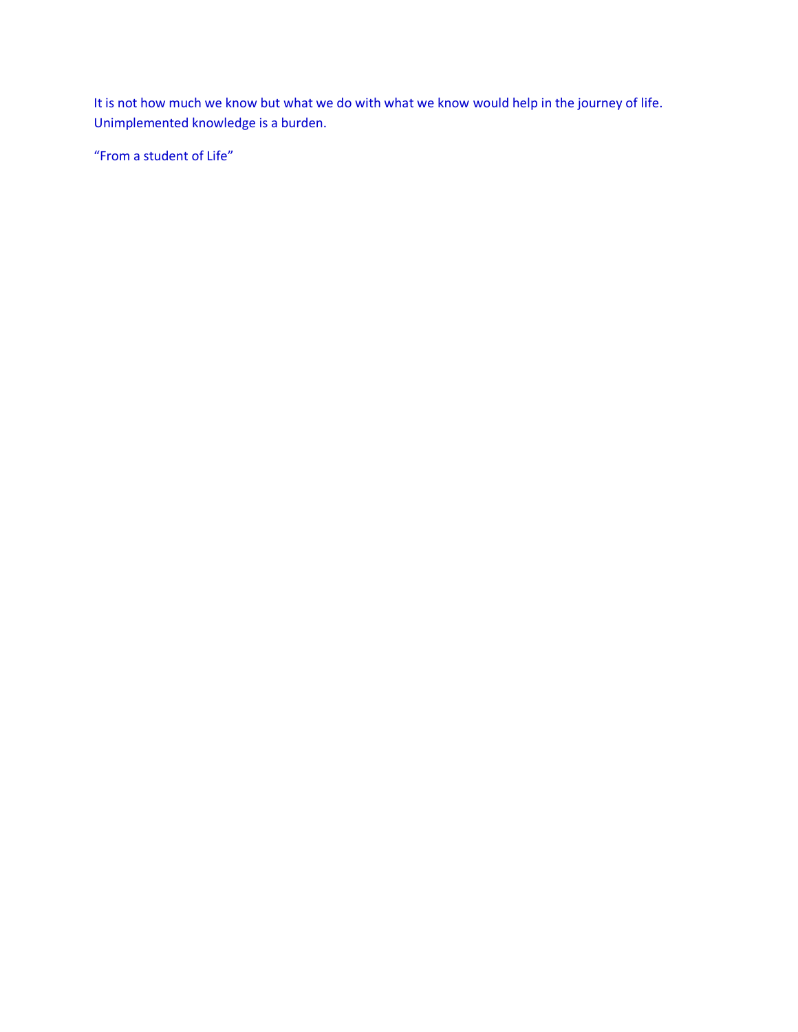It is not how much we know but what we do with what we know would help in the journey of life. Unimplemented knowledge is a burden.

“From a student of Life”